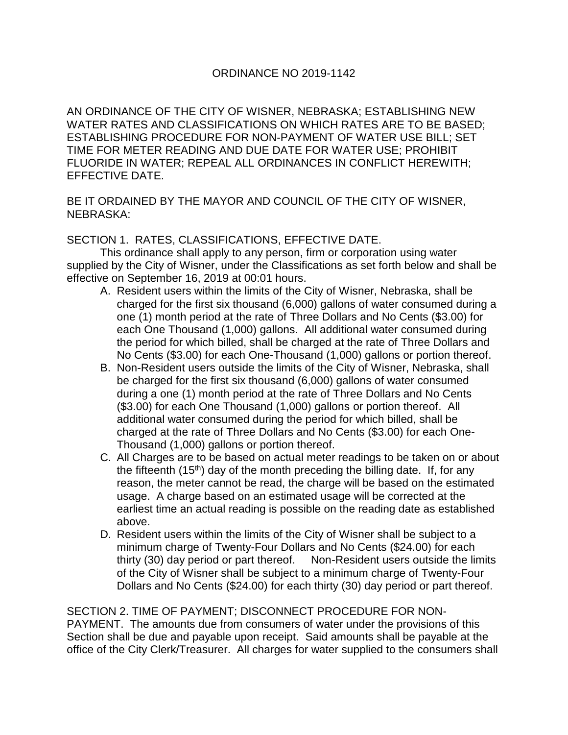# ORDINANCE NO 2019-1142

AN ORDINANCE OF THE CITY OF WISNER, NEBRASKA; ESTABLISHING NEW WATER RATES AND CLASSIFICATIONS ON WHICH RATES ARE TO BE BASED; ESTABLISHING PROCEDURE FOR NON-PAYMENT OF WATER USE BILL; SET TIME FOR METER READING AND DUE DATE FOR WATER USE; PROHIBIT FLUORIDE IN WATER; REPEAL ALL ORDINANCES IN CONFLICT HEREWITH; EFFECTIVE DATE.

BE IT ORDAINED BY THE MAYOR AND COUNCIL OF THE CITY OF WISNER, NEBRASKA:

SECTION 1. RATES, CLASSIFICATIONS, EFFECTIVE DATE.

This ordinance shall apply to any person, firm or corporation using water supplied by the City of Wisner, under the Classifications as set forth below and shall be effective on September 16, 2019 at 00:01 hours.

A. Resident users within the limits of the City of Wisner, Nebraska, shall be charged for the first six thousand (6,000) gallons of water consumed during a one (1) month period at the rate of Three Dollars and No Cents ($3.00) for each One Thousand (1,000) gallons. All additional water consumed during the period for which billed, shall be charged at the rate of Three Dollars and No Cents ($3.00) for each One-Thousand (1,000) gallons or portion thereof.

B. Non-Resident users outside the limits of the City of Wisner, Nebraska, shall be charged for the first six thousand (6,000) gallons of water consumed during a one (1) month period at the rate of Three Dollars and No Cents ($3.00) for each One Thousand (1,000) gallons or portion thereof. All additional water consumed during the period for which billed, shall be charged at the rate of Three Dollars and No Cents ($3.00) for each One-Thousand (1,000) gallons or portion thereof.

C. All Charges are to be based on actual meter readings to be taken on or about the fifteenth (15th) day of the month preceding the billing date. If, for any reason, the meter cannot be read, the charge will be based on the estimated usage. A charge based on an estimated usage will be corrected at the earliest time an actual reading is possible on the reading date as established above.

D. Resident users within the limits of the City of Wisner shall be subject to a minimum charge of Twenty-Four Dollars and No Cents ($24.00) for each thirty (30) day period or part thereof. Non-Resident users outside the limits of the City of Wisner shall be subject to a minimum charge of Twenty-Four Dollars and No Cents ($24.00) for each thirty (30) day period or part thereof.

SECTION 2. TIME OF PAYMENT; DISCONNECT PROCEDURE FOR NON-PAYMENT. The amounts due from consumers of water under the provisions of this Section shall be due and payable upon receipt. Said amounts shall be payable at the office of the City Clerk/Treasurer. All charges for water supplied to the consumers shall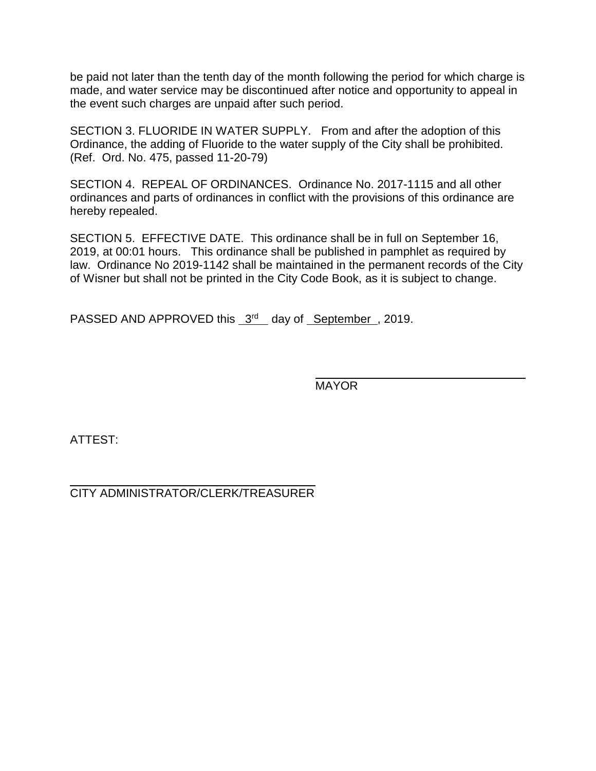be paid not later than the tenth day of the month following the period for which charge is made, and water service may be discontinued after notice and opportunity to appeal in the event such charges are unpaid after such period.

SECTION 3. FLUORIDE IN WATER SUPPLY. From and after the adoption of this Ordinance, the adding of Fluoride to the water supply of the City shall be prohibited. (Ref. Ord. No. 475, passed 11-20-79)

SECTION 4. REPEAL OF ORDINANCES. Ordinance No. 2017-1115 and all other ordinances and parts of ordinances in conflict with the provisions of this ordinance are hereby repealed.

SECTION 5. EFFECTIVE DATE. This ordinance shall be in full on September 16, 2019, at 00:01 hours. This ordinance shall be published in pamphlet as required by law. Ordinance No 2019-1142 shall be maintained in the permanent records of the City of Wisner but shall not be printed in the City Code Book, as it is subject to change.

PASSED AND APPROVED this 3rd day of September, 2019.

\_\_\_\_\_\_\_\_\_\_\_\_\_\_\_\_\_\_\_\_\_\_\_\_\_\_\_\_\_\_\_\_

MAYOR

ATTEST:

\_\_\_\_\_\_\_\_\_\_\_\_\_\_\_\_\_\_\_\_\_\_\_\_\_\_\_\_\_\_\_\_

CITY ADMINISTRATOR/CLERK/TREASURER